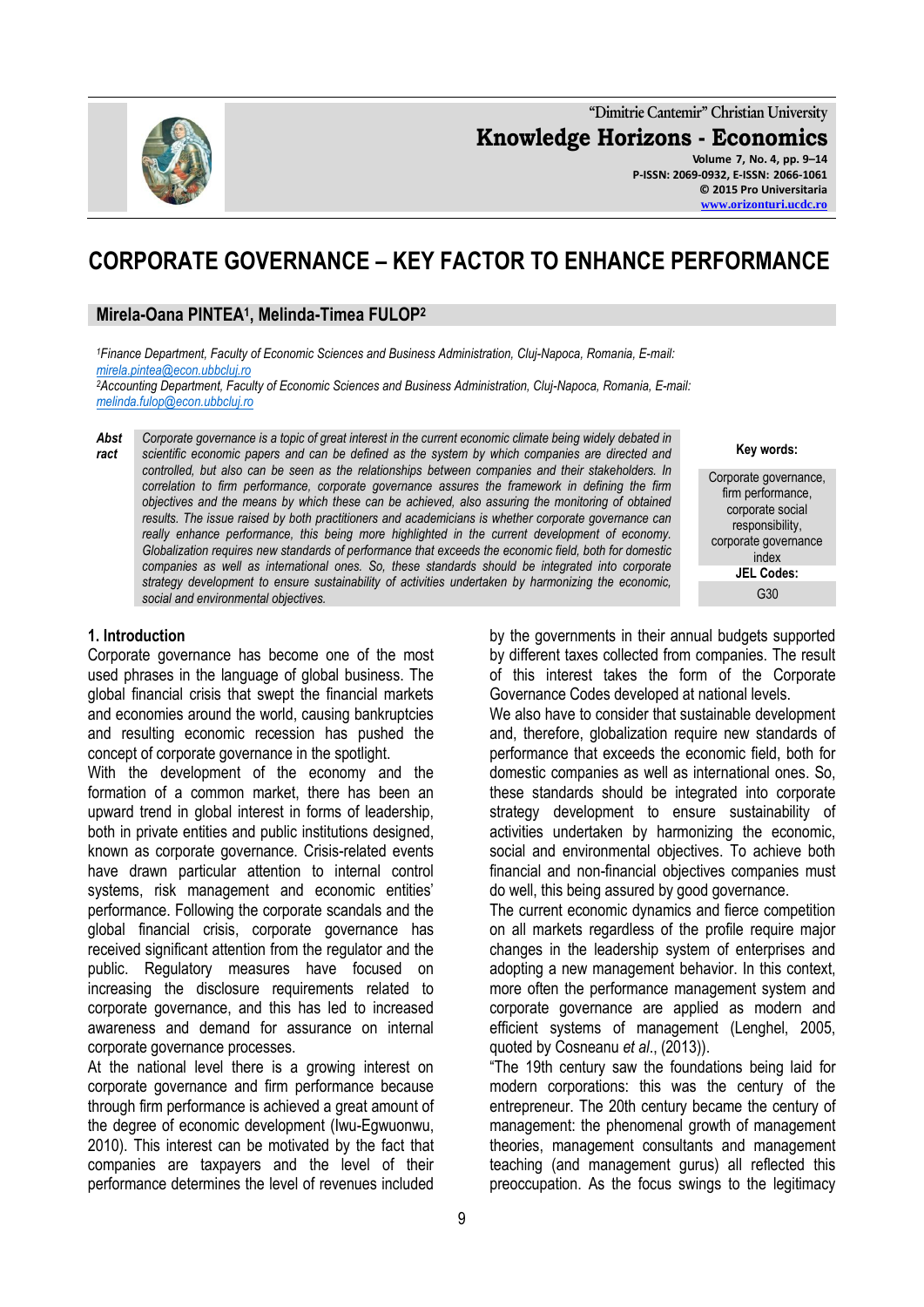# CORPORATE GOVERNANCE – KEY FACTOR TO ENHANCE PERFORMANCE

**Mirela-Oana PINTEA[1], Melinda-Timea FULOP[2]**

*[1]Finance Department, Faculty of Economic Sciences and Business Administration, Cluj-Napoca, Romania, E-mail: mirela.pintea@econ.ubbcluj.ro*
*[2]Accounting Department, Faculty of Economic Sciences and Business Administration, Cluj-Napoca, Romania, E-mail: melinda.fulop@econ.ubbcluj.ro*

**Abstract** *Corporate governance is a topic of great interest in the current economic climate being widely debated in scientific economic papers and can be defined as the system by which companies are directed and controlled, but also can be seen as the relationships between companies and their stakeholders. In correlation to firm performance, corporate governance assures the framework in defining the firm objectives and the means by which these can be achieved, also assuring the monitoring of obtained results. The issue raised by both practitioners and academicians is whether corporate governance can really enhance performance, this being more highlighted in the current development of economy. Globalization requires new standards of performance that exceeds the economic field, both for domestic companies as well as international ones. So, these standards should be integrated into corporate strategy development to ensure sustainability of activities undertaken by harmonizing the economic, social and environmental objectives.*

**Key words:** Corporate governance, firm performance, corporate social responsibility, corporate governance index

**JEL Codes:** G30

## 1. Introduction

Corporate governance has become one of the most used phrases in the language of global business. The global financial crisis that swept the financial markets and economies around the world, causing bankruptcies and resulting economic recession has pushed the concept of corporate governance in the spotlight.

With the development of the economy and the formation of a common market, there has been an upward trend in global interest in forms of leadership, both in private entities and public institutions designed, known as corporate governance. Crisis-related events have drawn particular attention to internal control systems, risk management and economic entities' performance. Following the corporate scandals and the global financial crisis, corporate governance has received significant attention from the regulator and the public. Regulatory measures have focused on increasing the disclosure requirements related to corporate governance, and this has led to increased awareness and demand for assurance on internal corporate governance processes.

At the national level there is a growing interest on corporate governance and firm performance because through firm performance is achieved a great amount of the degree of economic development (Iwu-Egwuonwu, 2010). This interest can be motivated by the fact that companies are taxpayers and the level of their performance determines the level of revenues included by the governments in their annual budgets supported by different taxes collected from companies. The result of this interest takes the form of the Corporate Governance Codes developed at national levels.

We also have to consider that sustainable development and, therefore, globalization require new standards of performance that exceeds the economic field, both for domestic companies as well as international ones. So, these standards should be integrated into corporate strategy development to ensure sustainability of activities undertaken by harmonizing the economic, social and environmental objectives. To achieve both financial and non-financial objectives companies must do well, this being assured by good governance.

The current economic dynamics and fierce competition on all markets regardless of the profile require major changes in the leadership system of enterprises and adopting a new management behavior. In this context, more often the performance management system and corporate governance are applied as modern and efficient systems of management (Lenghel, 2005, quoted by Cosneanu *et al*., (2013)).

"The 19th century saw the foundations being laid for modern corporations: this was the century of the entrepreneur. The 20th century became the century of management: the phenomenal growth of management theories, management consultants and management teaching (and management gurus) all reflected this preoccupation. As the focus swings to the legitimacy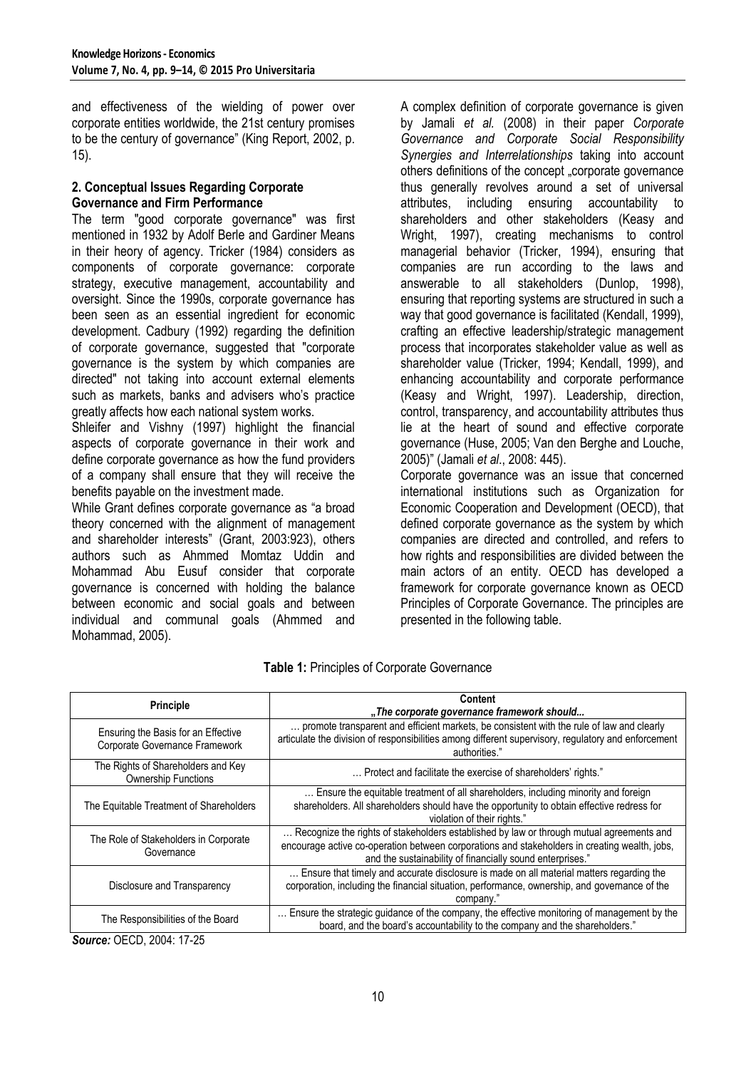and effectiveness of the wielding of power over corporate entities worldwide, the 21st century promises to be the century of governance" (King Report, 2002, p. 15).

## 2. Conceptual Issues Regarding Corporate Governance and Firm Performance

The term "good corporate governance" was first mentioned in 1932 by Adolf Berle and Gardiner Means in their heory of agency. Tricker (1984) considers as components of corporate governance: corporate strategy, executive management, accountability and oversight. Since the 1990s, corporate governance has been seen as an essential ingredient for economic development. Cadbury (1992) regarding the definition of corporate governance, suggested that "corporate governance is the system by which companies are directed" not taking into account external elements such as markets, banks and advisers who's practice greatly affects how each national system works.

Shleifer and Vishny (1997) highlight the financial aspects of corporate governance in their work and define corporate governance as how the fund providers of a company shall ensure that they will receive the benefits payable on the investment made.

While Grant defines corporate governance as "a broad theory concerned with the alignment of management and shareholder interests" (Grant, 2003:923), others authors such as Ahmmed Momtaz Uddin and Mohammad Abu Eusuf consider that corporate governance is concerned with holding the balance between economic and social goals and between individual and communal goals (Ahmmed and Mohammad, 2005).

A complex definition of corporate governance is given by Jamali *et al.* (2008) in their paper *Corporate Governance and Corporate Social Responsibility Synergies and Interrelationships* taking into account others definitions of the concept „corporate governance thus generally revolves around a set of universal attributes, including ensuring accountability to shareholders and other stakeholders (Keasy and Wright, 1997), creating mechanisms to control managerial behavior (Tricker, 1994), ensuring that companies are run according to the laws and answerable to all stakeholders (Dunlop, 1998), ensuring that reporting systems are structured in such a way that good governance is facilitated (Kendall, 1999), crafting an effective leadership/strategic management process that incorporates stakeholder value as well as shareholder value (Tricker, 1994; Kendall, 1999), and enhancing accountability and corporate performance (Keasy and Wright, 1997). Leadership, direction, control, transparency, and accountability attributes thus lie at the heart of sound and effective corporate governance (Huse, 2005; Van den Berghe and Louche, 2005)" (Jamali *et al*., 2008: 445).

Corporate governance was an issue that concerned international institutions such as Organization for Economic Cooperation and Development (OECD), that defined corporate governance as the system by which companies are directed and controlled, and refers to how rights and responsibilities are divided between the main actors of an entity. OECD has developed a framework for corporate governance known as OECD Principles of Corporate Governance. The principles are presented in the following table.

**Table 1:** Principles of Corporate Governance

| Principle | Content<br>**„*The corporate governance framework should...*** |
|---|---|
| Ensuring the Basis for an Effective Corporate Governance Framework | … promote transparent and efficient markets, be consistent with the rule of law and clearly articulate the division of responsibilities among different supervisory, regulatory and enforcement authorities." |
| The Rights of Shareholders and Key Ownership Functions | … Protect and facilitate the exercise of shareholders' rights." |
| The Equitable Treatment of Shareholders | … Ensure the equitable treatment of all shareholders, including minority and foreign shareholders. All shareholders should have the opportunity to obtain effective redress for violation of their rights." |
| The Role of Stakeholders in Corporate Governance | … Recognize the rights of stakeholders established by law or through mutual agreements and encourage active co-operation between corporations and stakeholders in creating wealth, jobs, and the sustainability of financially sound enterprises." |
| Disclosure and Transparency | … Ensure that timely and accurate disclosure is made on all material matters regarding the corporation, including the financial situation, performance, ownership, and governance of the company." |
| The Responsibilities of the Board | … Ensure the strategic guidance of the company, the effective monitoring of management by the board, and the board's accountability to the company and the shareholders." |

***Source:*** OECD, 2004: 17-25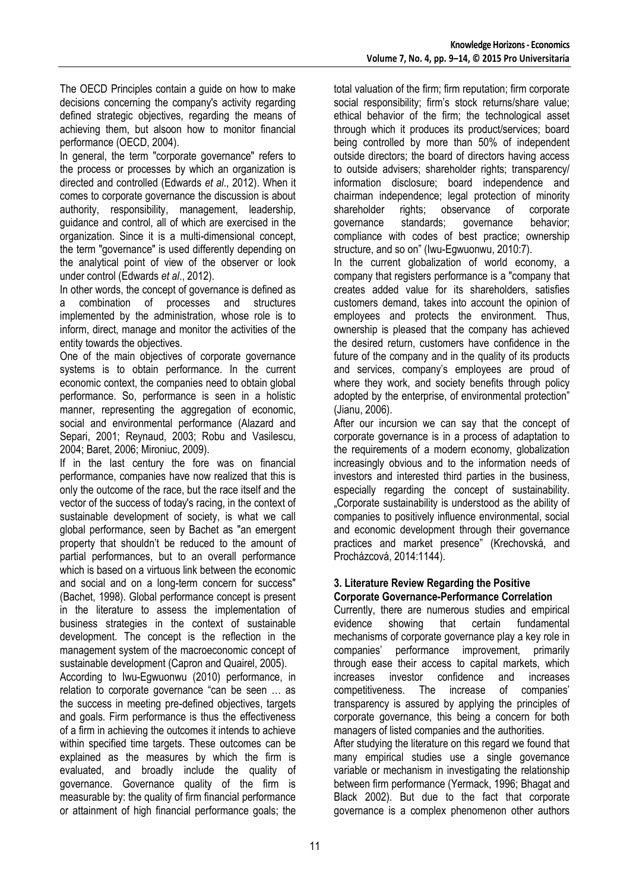The OECD Principles contain a guide on how to make decisions concerning the company's activity regarding defined strategic objectives, regarding the means of achieving them, but alsoon how to monitor financial performance (OECD, 2004).

In general, the term "corporate governance" refers to the process or processes by which an organization is directed and controlled (Edwards *et al*., 2012). When it comes to corporate governance the discussion is about authority, responsibility, management, leadership, guidance and control, all of which are exercised in the organization. Since it is a multi-dimensional concept, the term "governance" is used differently depending on the analytical point of view of the observer or look under control (Edwards *et al*., 2012).

In other words, the concept of governance is defined as a combination of processes and structures implemented by the administration, whose role is to inform, direct, manage and monitor the activities of the entity towards the objectives.

One of the main objectives of corporate governance systems is to obtain performance. In the current economic context, the companies need to obtain global performance. So, performance is seen in a holistic manner, representing the aggregation of economic, social and environmental performance (Alazard and Separi, 2001; Reynaud, 2003; Robu and Vasilescu, 2004; Baret, 2006; Mironiuc, 2009).

If in the last century the fore was on financial performance, companies have now realized that this is only the outcome of the race, but the race itself and the vector of the success of today's racing, in the context of sustainable development of society, is what we call global performance, seen by Bachet as "an emergent property that shouldn't be reduced to the amount of partial performances, but to an overall performance which is based on a virtuous link between the economic and social and on a long-term concern for success" (Bachet, 1998). Global performance concept is present in the literature to assess the implementation of business strategies in the context of sustainable development. The concept is the reflection in the management system of the macroeconomic concept of sustainable development (Capron and Quairel, 2005).

According to Iwu-Egwuonwu (2010) performance, in relation to corporate governance "can be seen … as the success in meeting pre-defined objectives, targets and goals. Firm performance is thus the effectiveness of a firm in achieving the outcomes it intends to achieve within specified time targets. These outcomes can be explained as the measures by which the firm is evaluated, and broadly include the quality of governance. Governance quality of the firm is measurable by: the quality of firm financial performance or attainment of high financial performance goals; the total valuation of the firm; firm reputation; firm corporate social responsibility; firm's stock returns/share value; ethical behavior of the firm; the technological asset through which it produces its product/services; board being controlled by more than 50% of independent outside directors; the board of directors having access to outside advisers; shareholder rights; transparency/ information disclosure; board independence and chairman independence; legal protection of minority shareholder rights; observance of corporate governance standards; governance behavior; compliance with codes of best practice; ownership structure, and so on" (Iwu-Egwuonwu, 2010:7).

In the current globalization of world economy, a company that registers performance is a "company that creates added value for its shareholders, satisfies customers demand, takes into account the opinion of employees and protects the environment. Thus, ownership is pleased that the company has achieved the desired return, customers have confidence in the future of the company and in the quality of its products and services, company's employees are proud of where they work, and society benefits through policy adopted by the enterprise, of environmental protection" (Jianu, 2006).

After our incursion we can say that the concept of corporate governance is in a process of adaptation to the requirements of a modern economy, globalization increasingly obvious and to the information needs of investors and interested third parties in the business, especially regarding the concept of sustainability. „Corporate sustainability is understood as the ability of companies to positively influence environmental, social and economic development through their governance practices and market presence" (Krechovská, and Procházcová, 2014:1144).

## 3. Literature Review Regarding the Positive Corporate Governance-Performance Correlation

Currently, there are numerous studies and empirical evidence showing that certain fundamental mechanisms of corporate governance play a key role in companies' performance improvement, primarily through ease their access to capital markets, which increases investor confidence and increases competitiveness. The increase of companies' transparency is assured by applying the principles of corporate governance, this being a concern for both managers of listed companies and the authorities.

After studying the literature on this regard we found that many empirical studies use a single governance variable or mechanism in investigating the relationship between firm performance (Yermack, 1996; Bhagat and Black 2002). But due to the fact that corporate governance is a complex phenomenon other authors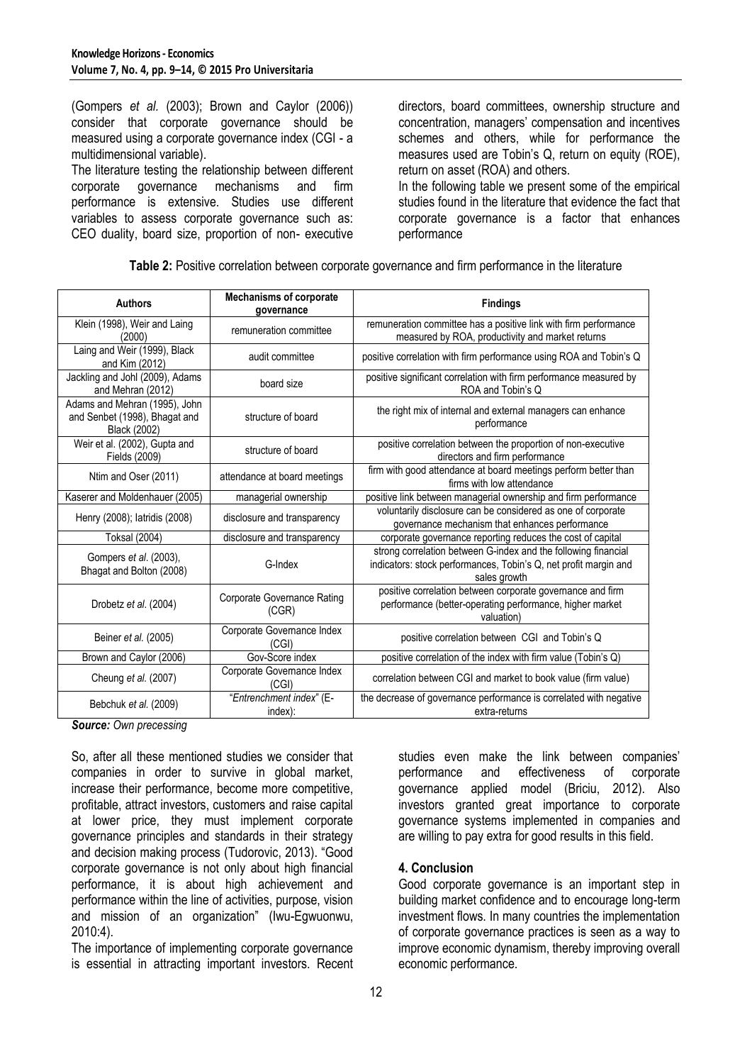(Gompers *et al.* (2003); Brown and Caylor (2006)) consider that corporate governance should be measured using a corporate governance index (CGI - a multidimensional variable).

The literature testing the relationship between different corporate governance mechanisms and firm performance is extensive. Studies use different variables to assess corporate governance such as: CEO duality, board size, proportion of non- executive directors, board committees, ownership structure and concentration, managers' compensation and incentives schemes and others, while for performance the measures used are Tobin's Q, return on equity (ROE), return on asset (ROA) and others.

In the following table we present some of the empirical studies found in the literature that evidence the fact that corporate governance is a factor that enhances performance

**Table 2:** Positive correlation between corporate governance and firm performance in the literature

| Authors | Mechanisms of corporate governance | Findings |
|---|---|---|
| Klein (1998), Weir and Laing (2000) | remuneration committee | remuneration committee has a positive link with firm performance measured by ROA, productivity and market returns |
| Laing and Weir (1999), Black and Kim (2012) | audit committee | positive correlation with firm performance using ROA and Tobin's Q |
| Jackling and Johl (2009), Adams and Mehran (2012) | board size | positive significant correlation with firm performance measured by ROA and Tobin's Q |
| Adams and Mehran (1995), John and Senbet (1998), Bhagat and Black (2002) | structure of board | the right mix of internal and external managers can enhance performance |
| Weir et al. (2002), Gupta and Fields (2009) | structure of board | positive correlation between the proportion of non-executive directors and firm performance |
| Ntim and Oser (2011) | attendance at board meetings | firm with good attendance at board meetings perform better than firms with low attendance |
| Kaserer and Moldenhauer (2005) | managerial ownership | positive link between managerial ownership and firm performance |
| Henry (2008); Iatridis (2008) | disclosure and transparency | voluntarily disclosure can be considered as one of corporate governance mechanism that enhances performance |
| Toksal (2004) | disclosure and transparency | corporate governance reporting reduces the cost of capital |
| Gompers *et al.* (2003), Bhagat and Bolton (2008) | G-Index | strong correlation between G-index and the following financial indicators: stock performances, Tobin's Q, net profit margin and sales growth |
| Drobetz *et al.* (2004) | Corporate Governance Rating (CGR) | positive correlation between corporate governance and firm performance (better-operating performance, higher market valuation) |
| Beiner *et al.* (2005) | Corporate Governance Index (CGI) | positive correlation between CGI and Tobin's Q |
| Brown and Caylor (2006) | Gov-Score index | positive correlation of the index with firm value (Tobin's Q) |
| Cheung *et al.* (2007) | Corporate Governance Index (CGI) | correlation between CGI and market to book value (firm value) |
| Bebchuk *et al.* (2009) | "*Entrenchment index*" (E-index): | the decrease of governance performance is correlated with negative extra-returns |

***Source:*** *Own precessing*

So, after all these mentioned studies we consider that companies in order to survive in global market, increase their performance, become more competitive, profitable, attract investors, customers and raise capital at lower price, they must implement corporate governance principles and standards in their strategy and decision making process (Tudorovic, 2013). "Good corporate governance is not only about high financial performance, it is about high achievement and performance within the line of activities, purpose, vision and mission of an organization" (Iwu-Egwuonwu, 2010:4).

The importance of implementing corporate governance is essential in attracting important investors. Recent studies even make the link between companies' performance and effectiveness of corporate governance applied model (Briciu, 2012). Also investors granted great importance to corporate governance systems implemented in companies and are willing to pay extra for good results in this field.

## 4. Conclusion

Good corporate governance is an important step in building market confidence and to encourage long-term investment flows. In many countries the implementation of corporate governance practices is seen as a way to improve economic dynamism, thereby improving overall economic performance.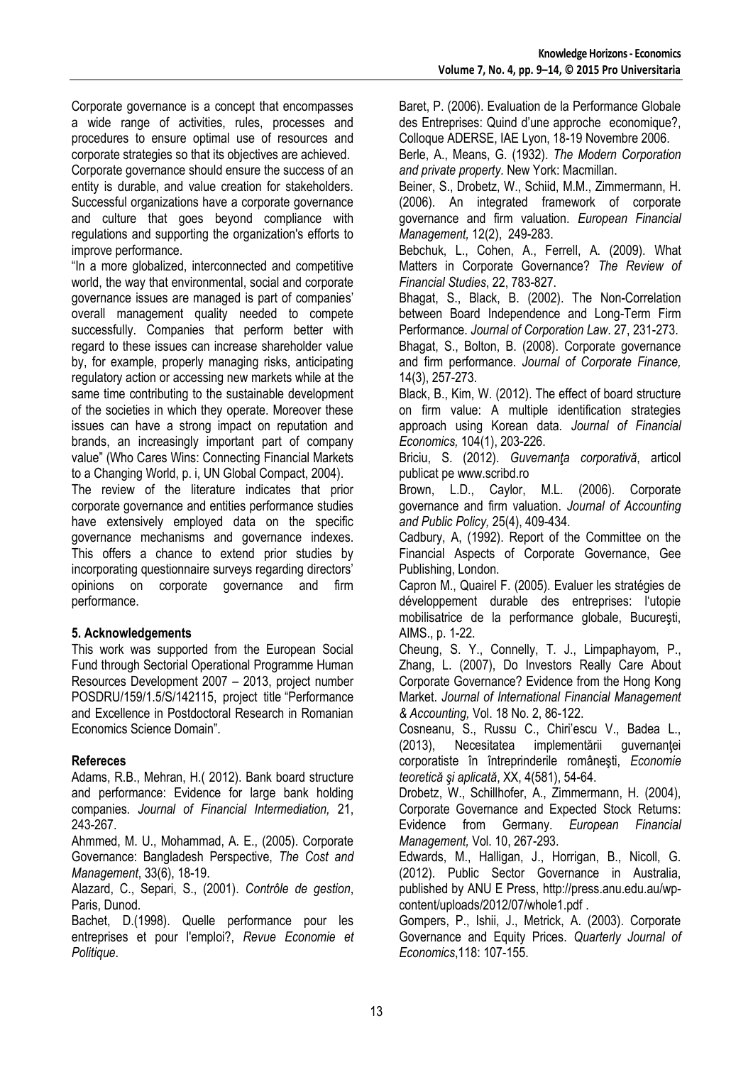Corporate governance is a concept that encompasses a wide range of activities, rules, processes and procedures to ensure optimal use of resources and corporate strategies so that its objectives are achieved.

Corporate governance should ensure the success of an entity is durable, and value creation for stakeholders. Successful organizations have a corporate governance and culture that goes beyond compliance with regulations and supporting the organization's efforts to improve performance.

"In a more globalized, interconnected and competitive world, the way that environmental, social and corporate governance issues are managed is part of companies' overall management quality needed to compete successfully. Companies that perform better with regard to these issues can increase shareholder value by, for example, properly managing risks, anticipating regulatory action or accessing new markets while at the same time contributing to the sustainable development of the societies in which they operate. Moreover these issues can have a strong impact on reputation and brands, an increasingly important part of company value" (Who Cares Wins: Connecting Financial Markets to a Changing World, p. i, UN Global Compact, 2004).

The review of the literature indicates that prior corporate governance and entities performance studies have extensively employed data on the specific governance mechanisms and governance indexes. This offers a chance to extend prior studies by incorporating questionnaire surveys regarding directors' opinions on corporate governance and firm performance.

## 5. Acknowledgements

This work was supported from the European Social Fund through Sectorial Operational Programme Human Resources Development 2007 – 2013, project number POSDRU/159/1.5/S/142115, project title "Performance and Excellence in Postdoctoral Research in Romanian Economics Science Domain".

## Refereces

Adams, R.B., Mehran, H.( 2012). Bank board structure and performance: Evidence for large bank holding companies. *Journal of Financial Intermediation,* 21, 243-267.

Ahmmed, M. U., Mohammad, A. E., (2005). Corporate Governance: Bangladesh Perspective, *The Cost and Management*, 33(6), 18-19.

Alazard, C., Separi, S., (2001). *Contrôle de gestion*, Paris, Dunod.

Bachet, D.(1998). Quelle performance pour les entreprises et pour l'emploi?, *Revue Economie et Politique*.

Baret, P. (2006). Evaluation de la Performance Globale des Entreprises: Quind d'une approche economique?, Colloque ADERSE, IAE Lyon, 18-19 Novembre 2006.

Berle, A., Means, G. (1932). *The Modern Corporation and private property*. New York: Macmillan.

Beiner, S., Drobetz, W., Schiid, M.M., Zimmermann, H. (2006). An integrated framework of corporate governance and firm valuation. *European Financial Management,* 12(2), 249-283.

Bebchuk, L., Cohen, A., Ferrell, A. (2009). What Matters in Corporate Governance? *The Review of Financial Studies*, 22, 783-827.

Bhagat, S., Black, B. (2002). The Non-Correlation between Board Independence and Long-Term Firm Performance. *Journal of Corporation Law*. 27, 231-273.

Bhagat, S., Bolton, B. (2008). Corporate governance and firm performance. *Journal of Corporate Finance,* 14(3), 257-273.

Black, B., Kim, W. (2012). The effect of board structure on firm value: A multiple identification strategies approach using Korean data. *Journal of Financial Economics,* 104(1), 203-226.

Briciu, S. (2012). *Guvernanţa corporativă*, articol publicat pe www.scribd.ro

Brown, L.D., Caylor, M.L. (2006). Corporate governance and firm valuation. *Journal of Accounting and Public Policy,* 25(4), 409-434.

Cadbury, A, (1992). Report of the Committee on the Financial Aspects of Corporate Governance, Gee Publishing, London.

Capron M., Quairel F. (2005). Evaluer les stratégies de développement durable des entreprises: l'utopie mobilisatrice de la performance globale, Bucureşti, AIMS., p. 1-22.

Cheung, S. Y., Connelly, T. J., Limpaphayom, P., Zhang, L. (2007), Do Investors Really Care About Corporate Governance? Evidence from the Hong Kong Market. *Journal of International Financial Management & Accounting,* Vol. 18 No. 2, 86-122.

Cosneanu, S., Russu C., Chiri'escu V., Badea L., (2013), Necesitatea implementării guvernanţei corporatiste în întreprinderile româneşti, *Economie teoretică şi aplicată*, XX, 4(581), 54-64.

Drobetz, W., Schillhofer, A., Zimmermann, H. (2004), Corporate Governance and Expected Stock Returns: Evidence from Germany. *European Financial Management,* Vol. 10, 267-293.

Edwards, M., Halligan, J., Horrigan, B., Nicoll, G. (2012). Public Sector Governance in Australia, published by ANU E Press, http://press.anu.edu.au/wp-content/uploads/2012/07/whole1.pdf .

Gompers, P., Ishii, J., Metrick, A. (2003). Corporate Governance and Equity Prices. *Quarterly Journal of Economics*,118: 107-155.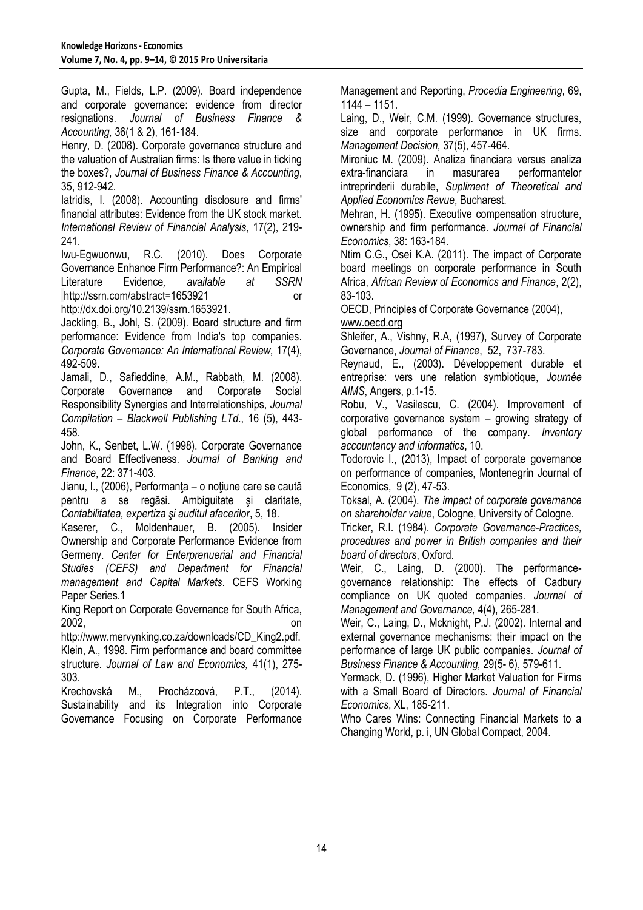Gupta, M., Fields, L.P. (2009). Board independence and corporate governance: evidence from director resignations. *Journal of Business Finance & Accounting,* 36(1 & 2), 161-184.

Henry, D. (2008). Corporate governance structure and the valuation of Australian firms: Is there value in ticking the boxes?, *Journal of Business Finance & Accounting*, 35, 912-942.

Iatridis, I. (2008). Accounting disclosure and firms' financial attributes: Evidence from the UK stock market. *International Review of Financial Analysis*, 17(2), 219-241.

Iwu-Egwuonwu, R.C. (2010). Does Corporate Governance Enhance Firm Performance?: An Empirical Literature Evidence, *available at SSRN* http://ssrn.com/abstract=1653921 or http://dx.doi.org/10.2139/ssrn.1653921.

Jackling, B., Johl, S. (2009). Board structure and firm performance: Evidence from India's top companies. *Corporate Governance: An International Review,* 17(4), 492-509.

Jamali, D., Safieddine, A.M., Rabbath, M. (2008). Corporate Governance and Corporate Social Responsibility Synergies and Interrelationships, *Journal Compilation – Blackwell Publishing LTd*., 16 (5), 443-458.

John, K., Senbet, L.W. (1998). Corporate Governance and Board Effectiveness. *Journal of Banking and Finance*, 22: 371-403.

Jianu, I., (2006), Performanţa – o noţiune care se caută pentru a se regăsi. Ambiguitate şi claritate, *Contabilitatea, expertiza şi auditul afacerilor*, 5, 18.

Kaserer, C., Moldenhauer, B. (2005). Insider Ownership and Corporate Performance Evidence from Germeny. *Center for Enterprenuerial and Financial Studies (CEFS) and Department for Financial management and Capital Markets*. CEFS Working Paper Series.1

King Report on Corporate Governance for South Africa, 2002, on http://www.mervynking.co.za/downloads/CD_King2.pdf.

Klein, A., 1998. Firm performance and board committee structure. *Journal of Law and Economics,* 41(1), 275-303.

Krechovská M., Procházcová, P.T., (2014). Sustainability and its Integration into Corporate Governance Focusing on Corporate Performance Management and Reporting, *Procedia Engineering*, 69, 1144 – 1151.

Laing, D., Weir, C.M. (1999). Governance structures, size and corporate performance in UK firms. *Management Decision,* 37(5), 457-464.

Mironiuc M. (2009). Analiza financiara versus analiza extra-financiara in masurarea performantelor intreprinderii durabile, *Supliment of Theoretical and Applied Economics Revue*, Bucharest.

Mehran, H. (1995). Executive compensation structure, ownership and firm performance. *Journal of Financial Economics*, 38: 163-184.

Ntim C.G., Osei K.A. (2011). The impact of Corporate board meetings on corporate performance in South Africa, *African Review of Economics and Finance*, 2(2), 83-103.

OECD, Principles of Corporate Governance (2004), www.oecd.org

Shleifer, A., Vishny, R.A, (1997), Survey of Corporate Governance, *Journal of Finance*, 52, 737-783.

Reynaud, E., (2003). Développement durable et entreprise: vers une relation symbiotique, *Journée AIMS*, Angers, p.1-15.

Robu, V., Vasilescu, C. (2004). Improvement of corporative governance system – growing strategy of global performance of the company. *Inventory accountancy and informatics*, 10.

Todorovic I., (2013), Impact of corporate governance on performance of companies, Montenegrin Journal of Economics, 9 (2), 47-53.

Toksal, A. (2004). *The impact of corporate governance on shareholder value*, Cologne, University of Cologne.

Tricker, R.I. (1984). *Corporate Governance-Practices, procedures and power in British companies and their board of directors*, Oxford.

Weir, C., Laing, D. (2000). The performance-governance relationship: The effects of Cadbury compliance on UK quoted companies. *Journal of Management and Governance,* 4(4), 265-281.

Weir, C., Laing, D., Mcknight, P.J. (2002). Internal and external governance mechanisms: their impact on the performance of large UK public companies. *Journal of Business Finance & Accounting,* 29(5- 6), 579-611.

Yermack, D. (1996), Higher Market Valuation for Firms with a Small Board of Directors. *Journal of Financial Economics*, XL, 185-211.

Who Cares Wins: Connecting Financial Markets to a Changing World, p. i, UN Global Compact, 2004.